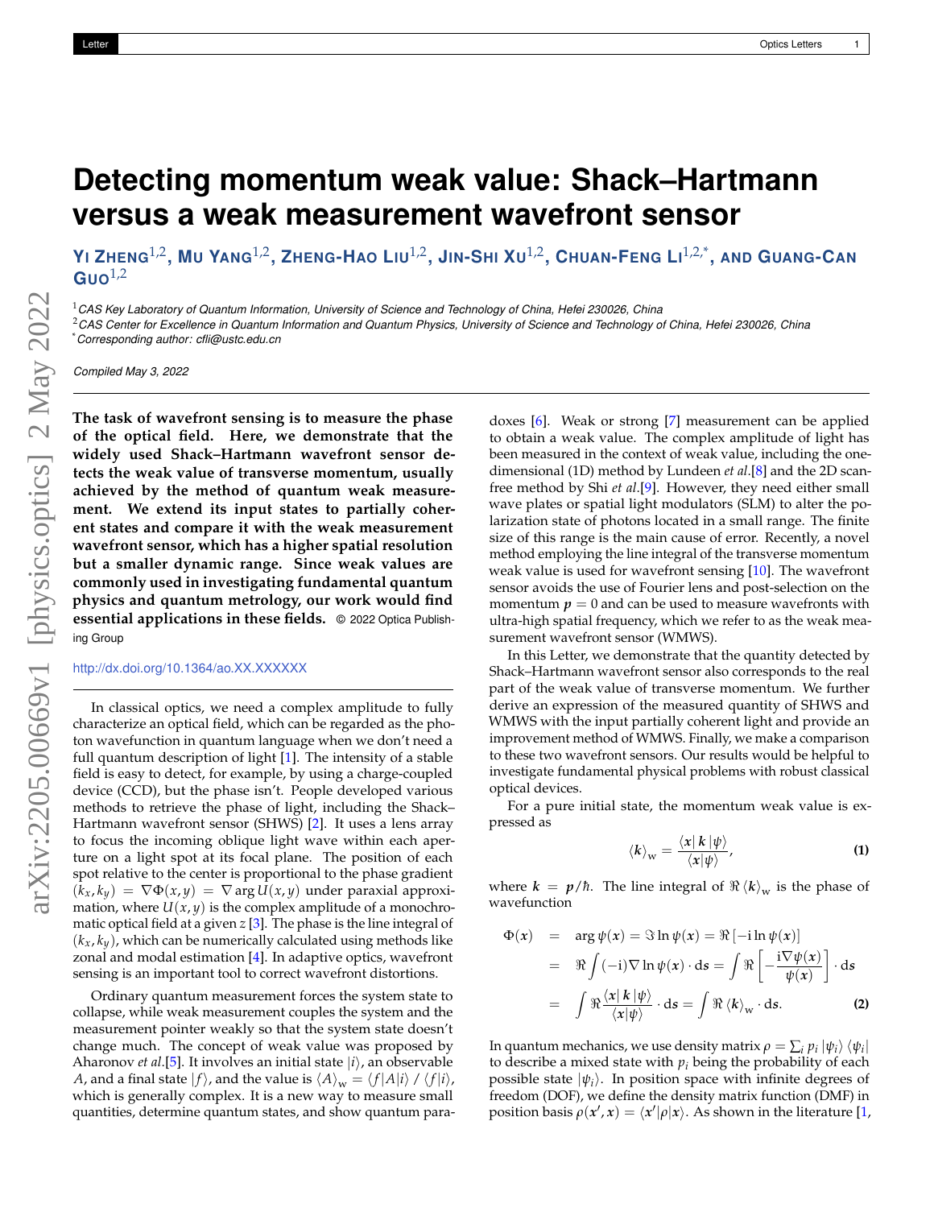# Detecting momentum weak value: Shack–Hartmann versus a weak measurement wavefront sensor

**Yi Zheng[1,2], Mu Yang[1,2], Zheng-Hao Liu[1,2], Jin-Shi Xu[1,2], Chuan-Feng Li[1,2,*], and Guang-Can Guo[1,2]**

[1] *CAS Key Laboratory of Quantum Information, University of Science and Technology of China, Hefei 230026, China*

[2] *CAS Center for Excellence in Quantum Information and Quantum Physics, University of Science and Technology of China, Hefei 230026, China*

[*] *Corresponding author: cfli@ustc.edu.cn*

*Compiled May 3, 2022*

**The task of wavefront sensing is to measure the phase of the optical field. Here, we demonstrate that the widely used Shack–Hartmann wavefront sensor detects the weak value of transverse momentum, usually achieved by the method of quantum weak measurement. We extend its input states to partially coherent states and compare it with the weak measurement wavefront sensor, which has a higher spatial resolution but a smaller dynamic range. Since weak values are commonly used in investigating fundamental quantum physics and quantum metrology, our work would find essential applications in these fields.** © 2022 Optica Publishing Group

http://dx.doi.org/10.1364/ao.XX.XXXXXX

In classical optics, we need a complex amplitude to fully characterize an optical field, which can be regarded as the photon wavefunction in quantum language when we don't need a full quantum description of light [1]. The intensity of a stable field is easy to detect, for example, by using a charge-coupled device (CCD), but the phase isn't. People developed various methods to retrieve the phase of light, including the Shack–Hartmann wavefront sensor (SHWS) [2]. It uses a lens array to focus the incoming oblique light wave within each aperture on a light spot at its focal plane. The position of each spot relative to the center is proportional to the phase gradient $(k_x, k_y) = \nabla\Phi(x, y) = \nabla \arg U(x, y)$ under paraxial approximation, where $U(x, y)$ is the complex amplitude of a monochromatic optical field at a given $z$ [3]. The phase is the line integral of $(k_x, k_y)$, which can be numerically calculated using methods like zonal and modal estimation [4]. In adaptive optics, wavefront sensing is an important tool to correct wavefront distortions.

Ordinary quantum measurement forces the system state to collapse, while weak measurement couples the system and the measurement pointer weakly so that the system state doesn't change much. The concept of weak value was proposed by Aharonov *et al.*[5]. It involves an initial state $|i\rangle$, an observable $A$, and a final state $|f\rangle$, and the value is $\langle A\rangle_w = \langle f|A|i\rangle \,/\, \langle f|i\rangle$, which is generally complex. It is a new way to measure small quantities, determine quantum states, and show quantum paradoxes [6]. Weak or strong [7] measurement can be applied to obtain a weak value. The complex amplitude of light has been measured in the context of weak value, including the one-dimensional (1D) method by Lundeen *et al.*[8] and the 2D scan-free method by Shi *et al.*[9]. However, they need either small wave plates or spatial light modulators (SLM) to alter the polarization state of photons located in a small range. The finite size of this range is the main cause of error. Recently, a novel method employing the line integral of the transverse momentum weak value is used for wavefront sensing [10]. The wavefront sensor avoids the use of Fourier lens and post-selection on the momentum $\boldsymbol{p} = 0$ and can be used to measure wavefronts with ultra-high spatial frequency, which we refer to as the weak measurement wavefront sensor (WMWS).

In this Letter, we demonstrate that the quantity detected by Shack–Hartmann wavefront sensor also corresponds to the real part of the weak value of transverse momentum. We further derive an expression of the measured quantity of SHWS and WMWS with the input partially coherent light and provide an improvement method of WMWS. Finally, we make a comparison to these two wavefront sensors. Our results would be helpful to investigate fundamental physical problems with robust classical optical devices.

For a pure initial state, the momentum weak value is expressed as

$$\langle \boldsymbol{k}\rangle_w = \frac{\langle \boldsymbol{x}|\,\boldsymbol{k}\,|\psi\rangle}{\langle \boldsymbol{x}|\psi\rangle}, \tag{1}$$

where $\boldsymbol{k} = \boldsymbol{p}/\hbar$. The line integral of $\Re\langle \boldsymbol{k}\rangle_w$ is the phase of wavefunction

$$\begin{aligned}
\Phi(\boldsymbol{x}) &= \arg\psi(\boldsymbol{x}) = \Im \ln\psi(\boldsymbol{x}) = \Re\left[-\mathrm{i}\ln\psi(\boldsymbol{x})\right] \\
&= \Re\int(-\mathrm{i})\nabla\ln\psi(\boldsymbol{x})\cdot \mathrm{d}\boldsymbol{s} = \int \Re\left[-\frac{\mathrm{i}\nabla\psi(\boldsymbol{x})}{\psi(\boldsymbol{x})}\right]\cdot \mathrm{d}\boldsymbol{s} \\
&= \int \Re\frac{\langle \boldsymbol{x}|\,\boldsymbol{k}\,|\psi\rangle}{\langle \boldsymbol{x}|\psi\rangle}\cdot \mathrm{d}\boldsymbol{s} = \int \Re\langle \boldsymbol{k}\rangle_w \cdot \mathrm{d}\boldsymbol{s}.
\end{aligned} \tag{2}$$

In quantum mechanics, we use density matrix $\rho = \sum_i p_i |\psi_i\rangle\langle\psi_i|$ to describe a mixed state with $p_i$ being the probability of each possible state $|\psi_i\rangle$. In position space with infinite degrees of freedom (DOF), we define the density matrix function (DMF) in position basis $\rho(\boldsymbol{x}', \boldsymbol{x}) = \langle \boldsymbol{x}'|\rho|\boldsymbol{x}\rangle$. As shown in the literature [1,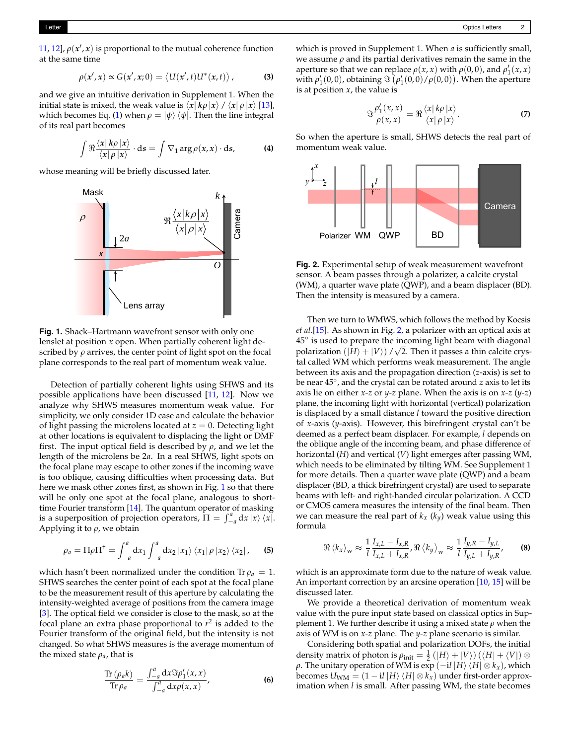11, 12], $\rho(x', x)$ is proportional to the mutual coherence function at the same time

$$\rho(x', x) \propto G(x', x; 0) = \langle U(x', t) U^*(x, t) \rangle, \tag{3}$$

and we give an intuitive derivation in Supplement 1. When the initial state is mixed, the weak value is $\langle x | k\rho | x \rangle / \langle x | \rho | x \rangle$ [13], which becomes Eq. (1) when $\rho = |\psi\rangle \langle \psi|$. Then the line integral of its real part becomes

$$\int \Re \frac{\langle \boldsymbol{x} | \boldsymbol{k}\rho | \boldsymbol{x} \rangle}{\langle \boldsymbol{x} | \rho | \boldsymbol{x} \rangle} \cdot \mathrm{d}\boldsymbol{s} = \int \nabla_1 \arg \rho(\boldsymbol{x}, \boldsymbol{x}) \cdot \mathrm{d}\boldsymbol{s}, \tag{4}$$

whose meaning will be briefly discussed later.

**Fig. 1.** Shack–Hartmann wavefront sensor with only one lenslet at position $x$ open. When partially coherent light described by $\rho$ arrives, the center point of light spot on the focal plane corresponds to the real part of momentum weak value.

Detection of partially coherent lights using SHWS and its possible applications have been discussed [11, 12]. Now we analyze why SHWS measures momentum weak value. For simplicity, we only consider 1D case and calculate the behavior of light passing the microlens located at $z = 0$. Detecting light at other locations is equivalent to displacing the light or DMF first. The input optical field is described by $\rho$, and we let the length of the microlens be $2a$. In a real SHWS, light spots on the focal plane may escape to other zones if the incoming wave is too oblique, causing difficulties when processing data. But here we mask other zones first, as shown in Fig. 1 so that there will be only one spot at the focal plane, analogous to short-time Fourier transform [14]. The quantum operator of masking is a superposition of projection operators, $\Pi = \int_{-a}^{a} \mathrm{d}x \, |x\rangle \langle x|$. Applying it to $\rho$, we obtain

$$\rho_a = \Pi \rho \Pi^\dagger = \int_{-a}^{a} \mathrm{d}x_1 \int_{-a}^{a} \mathrm{d}x_2 \, |x_1\rangle \langle x_1| \rho |x_2\rangle \langle x_2|, \tag{5}$$

which hasn't been normalized under the condition $\mathrm{Tr}\, \rho_a = 1$. SHWS searches the center point of each spot at the focal plane to be the measurement result of this aperture by calculating the intensity-weighted average of positions from the camera image [3]. The optical field we consider is close to the mask, so at the focal plane an extra phase proportional to $r^2$ is added to the Fourier transform of the original field, but the intensity is not changed. So what SHWS measures is the average momentum of the mixed state $\rho_a$, that is

$$\frac{\mathrm{Tr}\,(\rho_a k)}{\mathrm{Tr}\, \rho_a} = \frac{\int_{-a}^{a} \mathrm{d}x \Im \rho_1'(x, x)}{\int_{-a}^{a} \mathrm{d}x \rho(x, x)}, \tag{6}$$

which is proved in Supplement 1. When $a$ is sufficiently small, we assume $\rho$ and its partial derivatives remain the same in the aperture so that we can replace $\rho(x, x)$ with $\rho(0, 0)$, and $\rho_1'(x, x)$ with $\rho_1'(0, 0)$, obtaining $\Im\left(\rho_1'(0, 0)/\rho(0, 0)\right)$. When the aperture is at position $x$, the value is

$$\Im \frac{\rho_1'(x, x)}{\rho(x, x)} = \Re \frac{\langle x | k\rho | x \rangle}{\langle x | \rho | x \rangle}. \tag{7}$$

So when the aperture is small, SHWS detects the real part of momentum weak value.

**Fig. 2.** Experimental setup of weak measurement wavefront sensor. A beam passes through a polarizer, a calcite crystal (WM), a quarter wave plate (QWP), and a beam displacer (BD). Then the intensity is measured by a camera.

Then we turn to WMWS, which follows the method by Kocsis *et al.*[15]. As shown in Fig. 2, a polarizer with an optical axis at $45°$ is used to prepare the incoming light beam with diagonal polarization $(|H\rangle + |V\rangle)/\sqrt{2}$. Then it passes a thin calcite crystal called WM which performs weak measurement. The angle between its axis and the propagation direction ($z$-axis) is set to be near $45°$, and the crystal can be rotated around $z$ axis to let its axis lie on either $x$-$z$ or $y$-$z$ plane. When the axis is on $x$-$z$ ($y$-$z$) plane, the incoming light with horizontal (vertical) polarization is displaced by a small distance $l$ toward the positive direction of $x$-axis ($y$-axis). However, this birefringent crystal can't be deemed as a perfect beam displacer. For example, $l$ depends on the oblique angle of the incoming beam, and phase difference of horizontal ($H$) and vertical ($V$) light emerges after passing WM, which needs to be eliminated by tilting WM. See Supplement 1 for more details. Then a quarter wave plate (QWP) and a beam displacer (BD, a thick birefringent crystal) are used to separate beams with left- and right-handed circular polarization. A CCD or CMOS camera measures the intensity of the final beam. Then we can measure the real part of $k_x$ ($k_y$) weak value using this formula

$$\Re \langle k_x \rangle_{\mathrm{w}} \approx \frac{1}{l} \frac{I_{x,L} - I_{x,R}}{I_{x,L} + I_{x,R}}, \Re \langle k_y \rangle_{\mathrm{w}} \approx \frac{1}{l} \frac{I_{y,R} - I_{y,L}}{I_{y,L} + I_{y,R}}, \tag{8}$$

which is an approximate form due to the nature of weak value. An important correction by an arcsine operation [10, 15] will be discussed later.

We provide a theoretical derivation of momentum weak value with the pure input state based on classical optics in Supplement 1. We further describe it using a mixed state $\rho$ when the axis of WM is on $x$-$z$ plane. The $y$-$z$ plane scenario is similar.

Considering both spatial and polarization DOFs, the initial density matrix of photon is $\rho_{\mathrm{init}} = \frac{1}{2}(|H\rangle + |V\rangle)(\langle H| + \langle V|) \otimes \rho$. The unitary operation of WM is $\exp(-\mathrm{i}l\, |H\rangle \langle H| \otimes k_x)$, which becomes $U_{\mathrm{WM}} = (1 - \mathrm{i}l\, |H\rangle \langle H| \otimes k_x)$ under first-order approximation when $l$ is small. After passing WM, the state becomes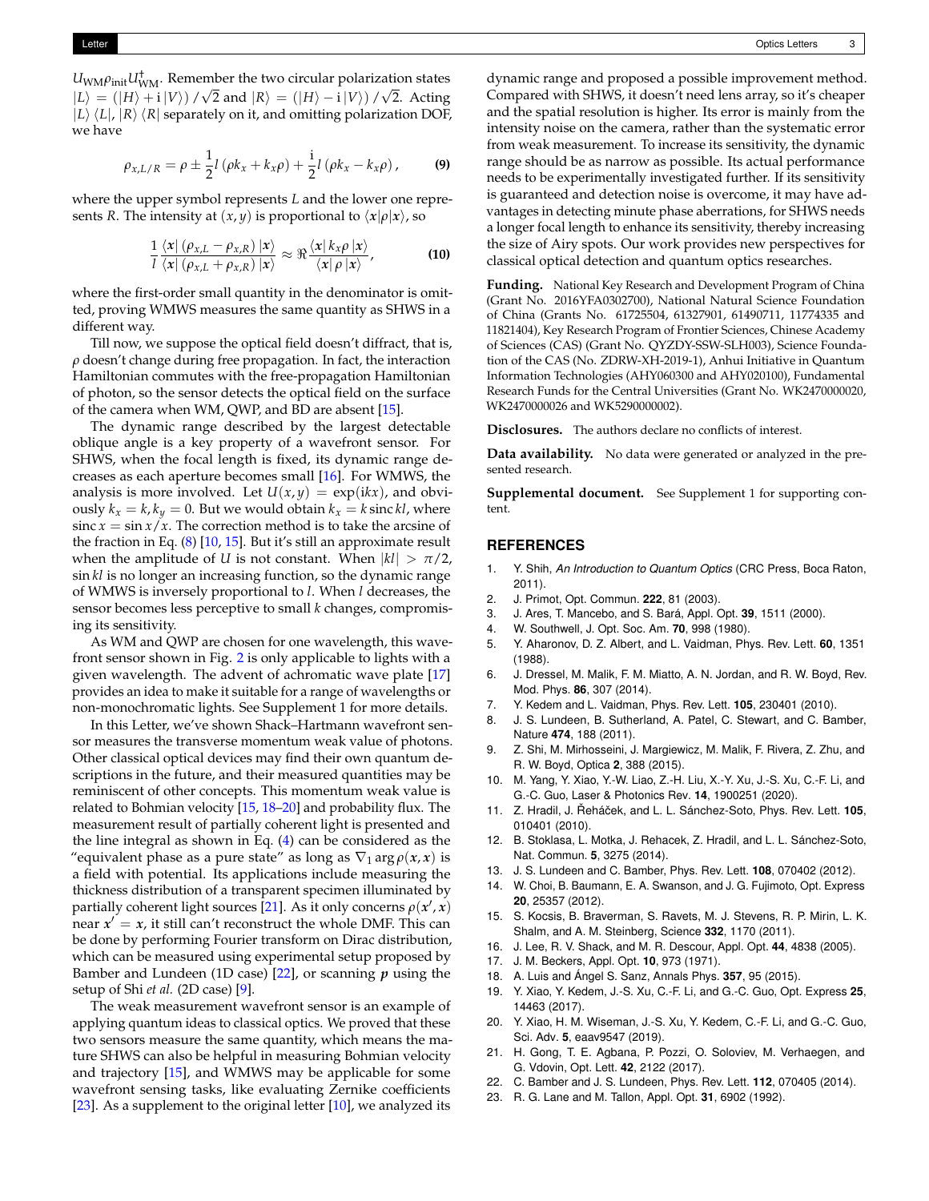$U_{\rm WM}\rho_{\rm init}U_{\rm WM}^{\dagger}$. Remember the two circular polarization states $|L\rangle = (|H\rangle + \mathrm{i}\,|V\rangle)/\sqrt{2}$ and $|R\rangle = (|H\rangle - \mathrm{i}\,|V\rangle)/\sqrt{2}$. Acting $|L\rangle\langle L|$, $|R\rangle\langle R|$ separately on it, and omitting polarization DOF, we have

$$\rho_{x,L/R} = \rho \pm \frac{1}{2}l\left(\rho k_x + k_x\rho\right) + \frac{\mathrm{i}}{2}l\left(\rho k_x - k_x\rho\right), \tag{9}$$

where the upper symbol represents $L$ and the lower one represents $R$. The intensity at $(x,y)$ is proportional to $\langle \boldsymbol{x}|\rho|\boldsymbol{x}\rangle$, so

$$\frac{1}{l}\frac{\langle \boldsymbol{x}|\left(\rho_{x,L}-\rho_{x,R}\right)|\boldsymbol{x}\rangle}{\langle \boldsymbol{x}|\left(\rho_{x,L}+\rho_{x,R}\right)|\boldsymbol{x}\rangle} \approx \Re\frac{\langle \boldsymbol{x}|\,k_x\rho\,|\boldsymbol{x}\rangle}{\langle \boldsymbol{x}|\,\rho\,|\boldsymbol{x}\rangle}, \tag{10}$$

where the first-order small quantity in the denominator is omitted, proving WMWS measures the same quantity as SHWS in a different way.

Till now, we suppose the optical field doesn't diffract, that is, $\rho$ doesn't change during free propagation. In fact, the interaction Hamiltonian commutes with the free-propagation Hamiltonian of photon, so the sensor detects the optical field on the surface of the camera when WM, QWP, and BD are absent [15].

The dynamic range described by the largest detectable oblique angle is a key property of a wavefront sensor. For SHWS, when the focal length is fixed, its dynamic range decreases as each aperture becomes small [16]. For WMWS, the analysis is more involved. Let $U(x,y) = \exp(\mathrm{i}kx)$, and obviously $k_x = k, k_y = 0$. But we would obtain $k_x = k\,\mathrm{sinc}\,kl$, where $\mathrm{sinc}\,x = \sin x/x$. The correction method is to take the arcsine of the fraction in Eq. (8) [10, 15]. But it's still an approximate result when the amplitude of $U$ is not constant. When $|kl| > \pi/2$, $\sin kl$ is no longer an increasing function, so the dynamic range of WMWS is inversely proportional to $l$. When $l$ decreases, the sensor becomes less perceptive to small $k$ changes, compromising its sensitivity.

As WM and QWP are chosen for one wavelength, this wavefront sensor shown in Fig. 2 is only applicable to lights with a given wavelength. The advent of achromatic wave plate [17] provides an idea to make it suitable for a range of wavelengths or non-monochromatic lights. See Supplement 1 for more details.

In this Letter, we've shown Shack–Hartmann wavefront sensor measures the transverse momentum weak value of photons. Other classical optical devices may find their own quantum descriptions in the future, and their measured quantities may be reminiscent of other concepts. This momentum weak value is related to Bohmian velocity [15, 18–20] and probability flux. The measurement result of partially coherent light is presented and the line integral as shown in Eq. (4) can be considered as the "equivalent phase as a pure state" as long as $\nabla_1 \arg\rho(\boldsymbol{x},\boldsymbol{x})$ is a field with potential. Its applications include measuring the thickness distribution of a transparent specimen illuminated by partially coherent light sources [21]. As it only concerns $\rho(\boldsymbol{x}',\boldsymbol{x})$ near $\boldsymbol{x}' = \boldsymbol{x}$, it still can't reconstruct the whole DMF. This can be done by performing Fourier transform on Dirac distribution, which can be measured using experimental setup proposed by Bamber and Lundeen (1D case) [22], or scanning $\boldsymbol{p}$ using the setup of Shi *et al.* (2D case) [9].

The weak measurement wavefront sensor is an example of applying quantum ideas to classical optics. We proved that these two sensors measure the same quantity, which means the mature SHWS can also be helpful in measuring Bohmian velocity and trajectory [15], and WMWS may be applicable for some wavefront sensing tasks, like evaluating Zernike coefficients [23]. As a supplement to the original letter [10], we analyzed its dynamic range and proposed a possible improvement method. Compared with SHWS, it doesn't need lens array, so it's cheaper and the spatial resolution is higher. Its error is mainly from the intensity noise on the camera, rather than the systematic error from weak measurement. To increase its sensitivity, the dynamic range should be as narrow as possible. Its actual performance needs to be experimentally investigated further. If its sensitivity is guaranteed and detection noise is overcome, it may have advantages in detecting minute phase aberrations, for SHWS needs a longer focal length to enhance its sensitivity, thereby increasing the size of Airy spots. Our work provides new perspectives for classical optical detection and quantum optics researches.

**Funding.** National Key Research and Development Program of China (Grant No. 2016YFA0302700), National Natural Science Foundation of China (Grants No. 61725504, 61327901, 61490711, 11774335 and 11821404), Key Research Program of Frontier Sciences, Chinese Academy of Sciences (CAS) (Grant No. QYZDY-SSW-SLH003), Science Foundation of the CAS (No. ZDRW-XH-2019-1), Anhui Initiative in Quantum Information Technologies (AHY060300 and AHY020100), Fundamental Research Funds for the Central Universities (Grant No. WK2470000020, WK2470000026 and WK5290000002).

**Disclosures.** The authors declare no conflicts of interest.

**Data availability.** No data were generated or analyzed in the presented research.

**Supplemental document.** See Supplement 1 for supporting content.

## REFERENCES

1. Y. Shih, *An Introduction to Quantum Optics* (CRC Press, Boca Raton, 2011).
2. J. Primot, Opt. Commun. **222**, 81 (2003).
3. J. Ares, T. Mancebo, and S. Bará, Appl. Opt. **39**, 1511 (2000).
4. W. Southwell, J. Opt. Soc. Am. **70**, 998 (1980).
5. Y. Aharonov, D. Z. Albert, and L. Vaidman, Phys. Rev. Lett. **60**, 1351 (1988).
6. J. Dressel, M. Malik, F. M. Miatto, A. N. Jordan, and R. W. Boyd, Rev. Mod. Phys. **86**, 307 (2014).
7. Y. Kedem and L. Vaidman, Phys. Rev. Lett. **105**, 230401 (2010).
8. J. S. Lundeen, B. Sutherland, A. Patel, C. Stewart, and C. Bamber, Nature **474**, 188 (2011).
9. Z. Shi, M. Mirhosseini, J. Margiewicz, M. Malik, F. Rivera, Z. Zhu, and R. W. Boyd, Optica **2**, 388 (2015).
10. M. Yang, Y. Xiao, Y.-W. Liao, Z.-H. Liu, X.-Y. Xu, J.-S. Xu, C.-F. Li, and G.-C. Guo, Laser & Photonics Rev. **14**, 1900251 (2020).
11. Z. Hradil, J. Řeháček, and L. L. Sánchez-Soto, Phys. Rev. Lett. **105**, 010401 (2010).
12. B. Stoklasa, L. Motka, J. Rehacek, Z. Hradil, and L. L. Sánchez-Soto, Nat. Commun. **5**, 3275 (2014).
13. J. S. Lundeen and C. Bamber, Phys. Rev. Lett. **108**, 070402 (2012).
14. W. Choi, B. Baumann, E. A. Swanson, and J. G. Fujimoto, Opt. Express **20**, 25357 (2012).
15. S. Kocsis, B. Braverman, S. Ravets, M. J. Stevens, R. P. Mirin, L. K. Shalm, and A. M. Steinberg, Science **332**, 1170 (2011).
16. J. Lee, R. V. Shack, and M. R. Descour, Appl. Opt. **44**, 4838 (2005).
17. J. M. Beckers, Appl. Opt. **10**, 973 (1971).
18. A. Luis and Ángel S. Sanz, Annals Phys. **357**, 95 (2015).
19. Y. Xiao, Y. Kedem, J.-S. Xu, C.-F. Li, and G.-C. Guo, Opt. Express **25**, 14463 (2017).
20. Y. Xiao, H. M. Wiseman, J.-S. Xu, Y. Kedem, C.-F. Li, and G.-C. Guo, Sci. Adv. **5**, eaav9547 (2019).
21. H. Gong, T. E. Agbana, P. Pozzi, O. Soloviev, M. Verhaegen, and G. Vdovin, Opt. Lett. **42**, 2122 (2017).
22. C. Bamber and J. S. Lundeen, Phys. Rev. Lett. **112**, 070405 (2014).
23. R. G. Lane and M. Tallon, Appl. Opt. **31**, 6902 (1992).